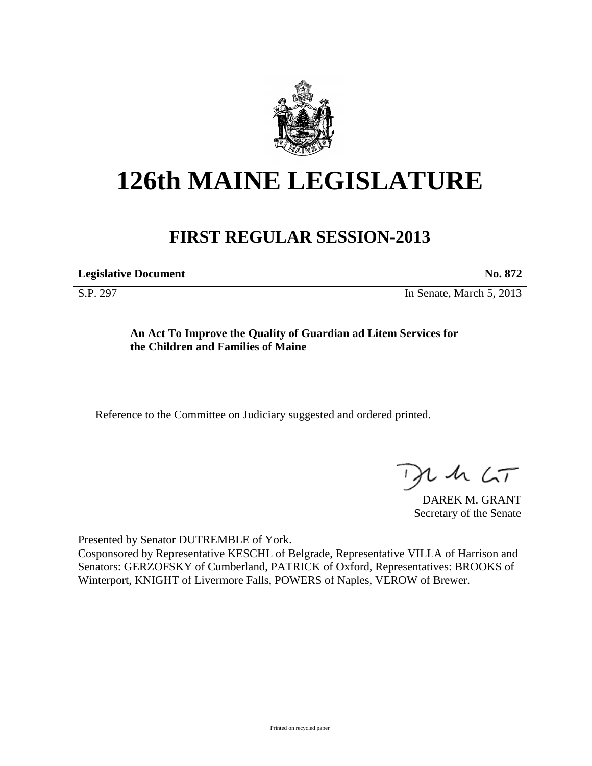# 126th MAINE LEGISLATURE

## FIRST REGULAR SESSION-2013

| **Legislative Document** | **No. 872** |
|---|---|
| S.P. 297 | In Senate, March 5, 2013 |

**An Act To Improve the Quality of Guardian ad Litem Services for the Children and Families of Maine**

Reference to the Committee on Judiciary suggested and ordered printed.

DAREK M. GRANT
Secretary of the Senate

Presented by Senator DUTREMBLE of York.
Cosponsored by Representative KESCHL of Belgrade, Representative VILLA of Harrison and Senators: GERZOFSKY of Cumberland, PATRICK of Oxford, Representatives: BROOKS of Winterport, KNIGHT of Livermore Falls, POWERS of Naples, VEROW of Brewer.

Printed on recycled paper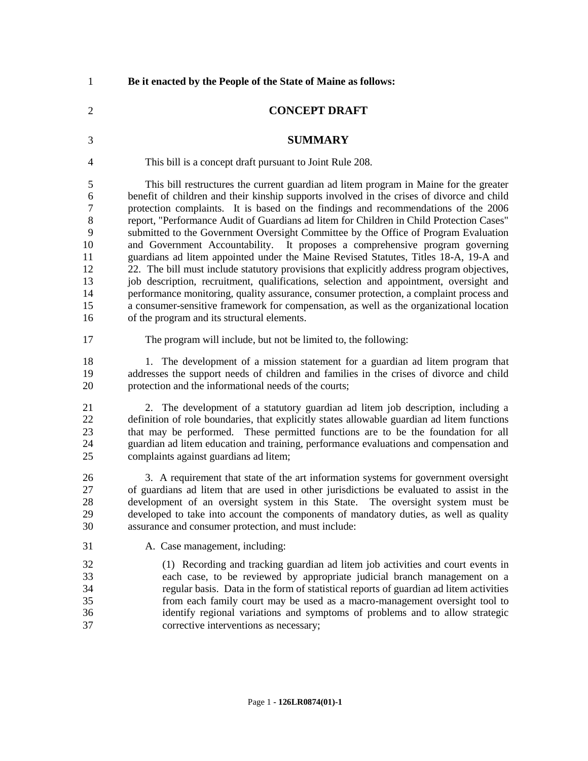**Be it enacted by the People of the State of Maine as follows:**

## CONCEPT DRAFT

## SUMMARY

This bill is a concept draft pursuant to Joint Rule 208.

This bill restructures the current guardian ad litem program in Maine for the greater benefit of children and their kinship supports involved in the crises of divorce and child protection complaints. It is based on the findings and recommendations of the 2006 report, "Performance Audit of Guardians ad litem for Children in Child Protection Cases" submitted to the Government Oversight Committee by the Office of Program Evaluation and Government Accountability. It proposes a comprehensive program governing guardians ad litem appointed under the Maine Revised Statutes, Titles 18-A, 19-A and 22. The bill must include statutory provisions that explicitly address program objectives, job description, recruitment, qualifications, selection and appointment, oversight and performance monitoring, quality assurance, consumer protection, a complaint process and a consumer-sensitive framework for compensation, as well as the organizational location of the program and its structural elements.

The program will include, but not be limited to, the following:

1. The development of a mission statement for a guardian ad litem program that addresses the support needs of children and families in the crises of divorce and child protection and the informational needs of the courts;

2. The development of a statutory guardian ad litem job description, including a definition of role boundaries, that explicitly states allowable guardian ad litem functions that may be performed. These permitted functions are to be the foundation for all guardian ad litem education and training, performance evaluations and compensation and complaints against guardians ad litem;

3. A requirement that state of the art information systems for government oversight of guardians ad litem that are used in other jurisdictions be evaluated to assist in the development of an oversight system in this State. The oversight system must be developed to take into account the components of mandatory duties, as well as quality assurance and consumer protection, and must include:

A. Case management, including:

(1) Recording and tracking guardian ad litem job activities and court events in each case, to be reviewed by appropriate judicial branch management on a regular basis. Data in the form of statistical reports of guardian ad litem activities from each family court may be used as a macro-management oversight tool to identify regional variations and symptoms of problems and to allow strategic corrective interventions as necessary;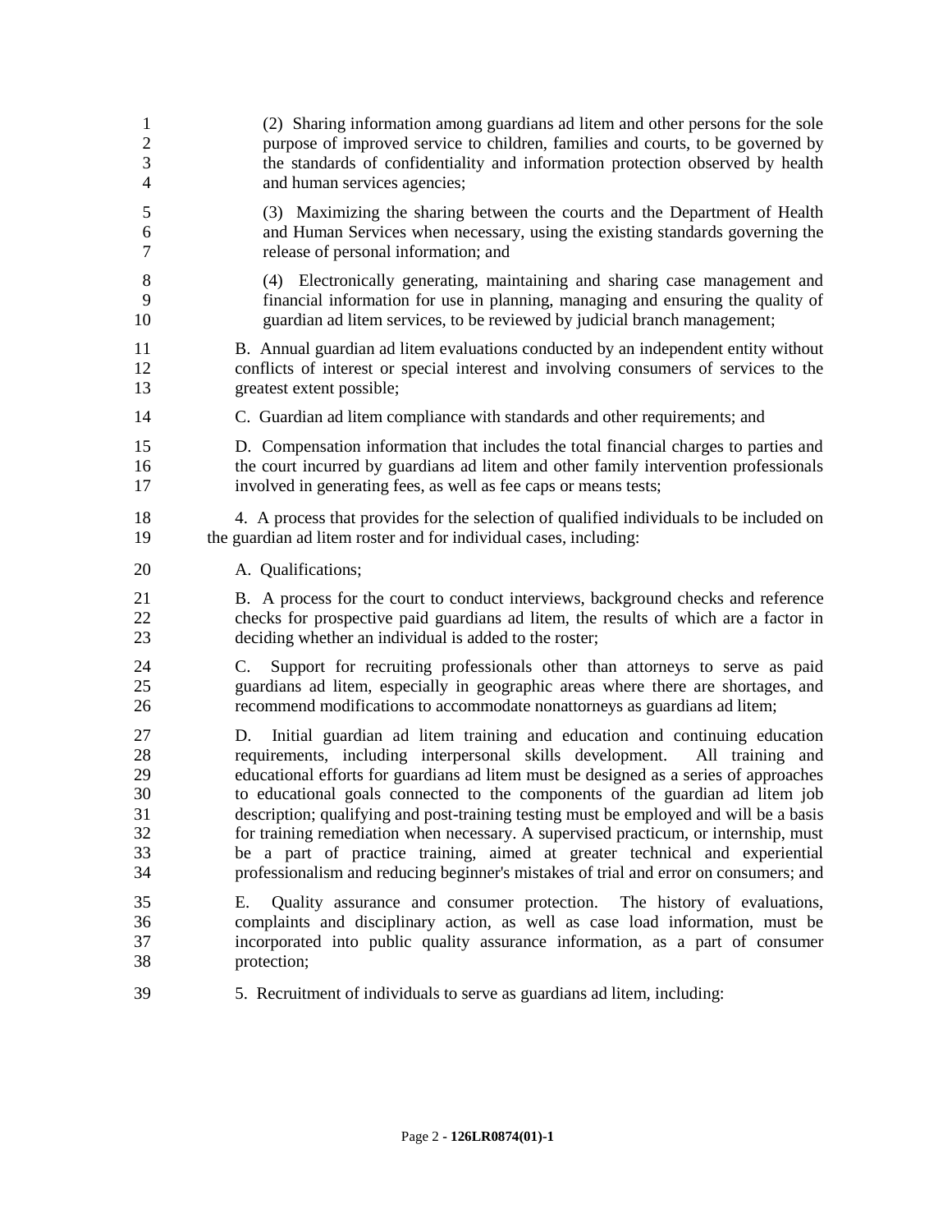(2) Sharing information among guardians ad litem and other persons for the sole purpose of improved service to children, families and courts, to be governed by the standards of confidentiality and information protection observed by health and human services agencies;

(3) Maximizing the sharing between the courts and the Department of Health and Human Services when necessary, using the existing standards governing the release of personal information; and

(4) Electronically generating, maintaining and sharing case management and financial information for use in planning, managing and ensuring the quality of guardian ad litem services, to be reviewed by judicial branch management;

B. Annual guardian ad litem evaluations conducted by an independent entity without conflicts of interest or special interest and involving consumers of services to the greatest extent possible;

C. Guardian ad litem compliance with standards and other requirements; and

D. Compensation information that includes the total financial charges to parties and the court incurred by guardians ad litem and other family intervention professionals involved in generating fees, as well as fee caps or means tests;

4. A process that provides for the selection of qualified individuals to be included on the guardian ad litem roster and for individual cases, including:

A. Qualifications;

B. A process for the court to conduct interviews, background checks and reference checks for prospective paid guardians ad litem, the results of which are a factor in deciding whether an individual is added to the roster;

C. Support for recruiting professionals other than attorneys to serve as paid guardians ad litem, especially in geographic areas where there are shortages, and recommend modifications to accommodate nonattorneys as guardians ad litem;

D. Initial guardian ad litem training and education and continuing education requirements, including interpersonal skills development. All training and educational efforts for guardians ad litem must be designed as a series of approaches to educational goals connected to the components of the guardian ad litem job description; qualifying and post-training testing must be employed and will be a basis for training remediation when necessary. A supervised practicum, or internship, must be a part of practice training, aimed at greater technical and experiential professionalism and reducing beginner's mistakes of trial and error on consumers; and

E. Quality assurance and consumer protection. The history of evaluations, complaints and disciplinary action, as well as case load information, must be incorporated into public quality assurance information, as a part of consumer protection;

5. Recruitment of individuals to serve as guardians ad litem, including: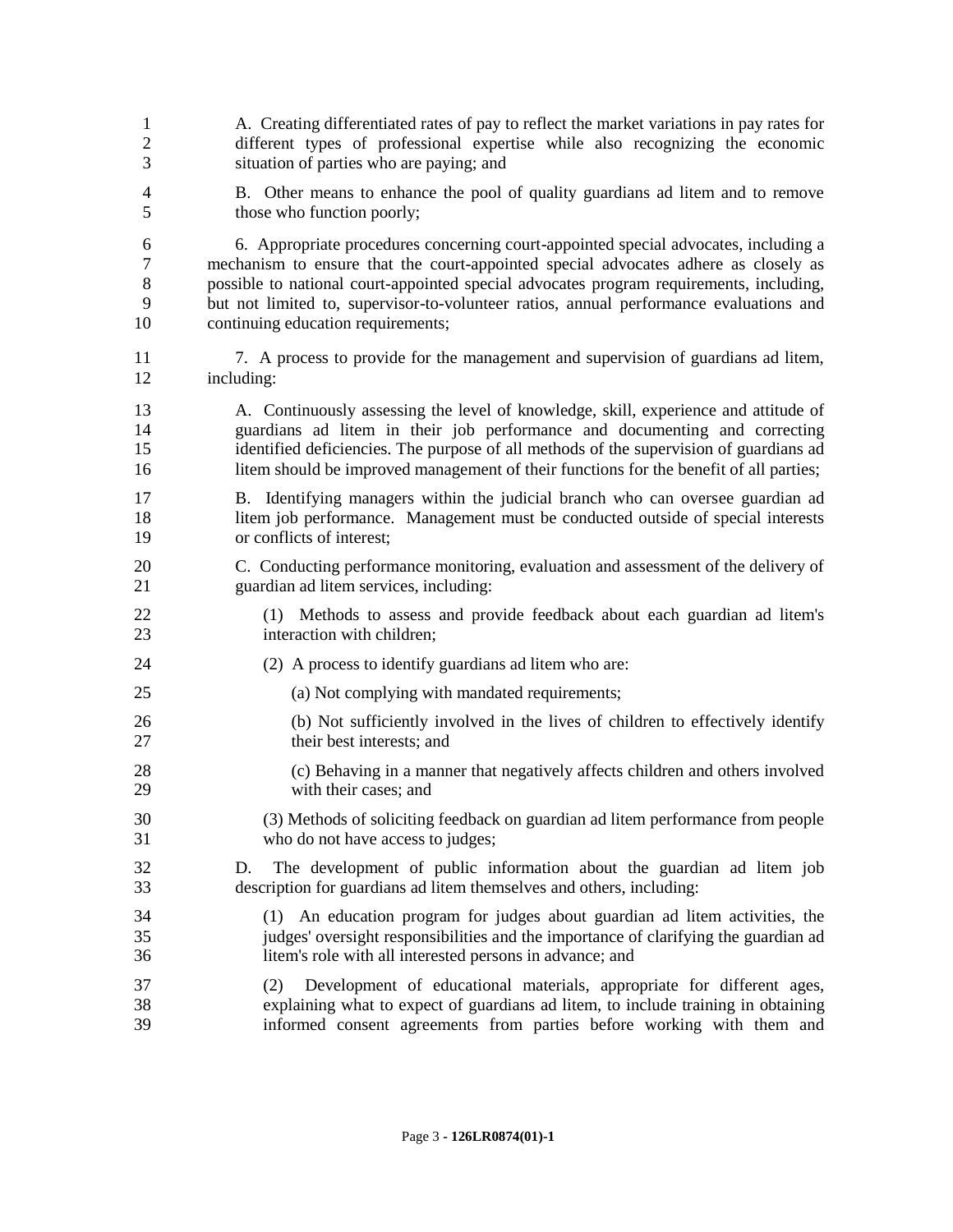A. Creating differentiated rates of pay to reflect the market variations in pay rates for different types of professional expertise while also recognizing the economic situation of parties who are paying; and

B. Other means to enhance the pool of quality guardians ad litem and to remove those who function poorly;

6. Appropriate procedures concerning court-appointed special advocates, including a mechanism to ensure that the court-appointed special advocates adhere as closely as possible to national court-appointed special advocates program requirements, including, but not limited to, supervisor-to-volunteer ratios, annual performance evaluations and continuing education requirements;

7. A process to provide for the management and supervision of guardians ad litem, including:

A. Continuously assessing the level of knowledge, skill, experience and attitude of guardians ad litem in their job performance and documenting and correcting identified deficiencies. The purpose of all methods of the supervision of guardians ad litem should be improved management of their functions for the benefit of all parties;

B. Identifying managers within the judicial branch who can oversee guardian ad litem job performance. Management must be conducted outside of special interests or conflicts of interest;

C. Conducting performance monitoring, evaluation and assessment of the delivery of guardian ad litem services, including:

(1) Methods to assess and provide feedback about each guardian ad litem's interaction with children;

(2) A process to identify guardians ad litem who are:

(a) Not complying with mandated requirements;

(b) Not sufficiently involved in the lives of children to effectively identify their best interests; and

(c) Behaving in a manner that negatively affects children and others involved with their cases; and

(3) Methods of soliciting feedback on guardian ad litem performance from people who do not have access to judges;

D. The development of public information about the guardian ad litem job description for guardians ad litem themselves and others, including:

(1) An education program for judges about guardian ad litem activities, the judges' oversight responsibilities and the importance of clarifying the guardian ad litem's role with all interested persons in advance; and

(2) Development of educational materials, appropriate for different ages, explaining what to expect of guardians ad litem, to include training in obtaining informed consent agreements from parties before working with them and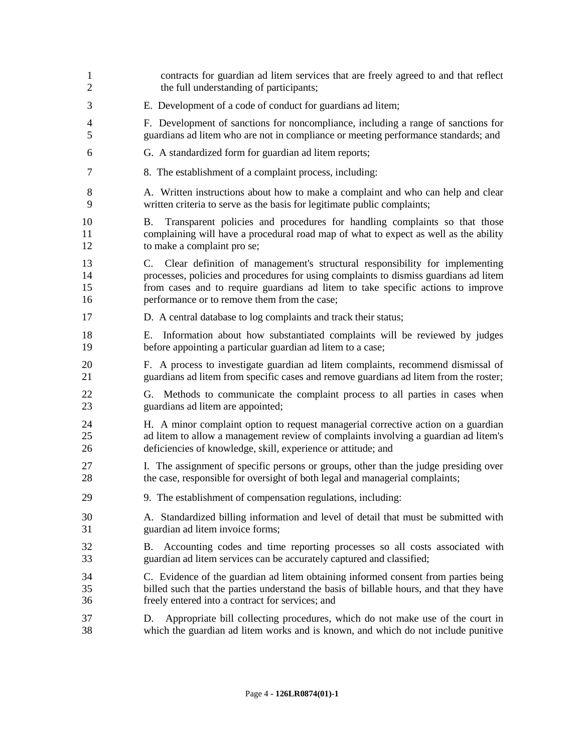contracts for guardian ad litem services that are freely agreed to and that reflect the full understanding of participants;

E. Development of a code of conduct for guardians ad litem;

F. Development of sanctions for noncompliance, including a range of sanctions for guardians ad litem who are not in compliance or meeting performance standards; and

G. A standardized form for guardian ad litem reports;

8. The establishment of a complaint process, including:

A. Written instructions about how to make a complaint and who can help and clear written criteria to serve as the basis for legitimate public complaints;

B. Transparent policies and procedures for handling complaints so that those complaining will have a procedural road map of what to expect as well as the ability to make a complaint pro se;

C. Clear definition of management's structural responsibility for implementing processes, policies and procedures for using complaints to dismiss guardians ad litem from cases and to require guardians ad litem to take specific actions to improve performance or to remove them from the case;

D. A central database to log complaints and track their status;

E. Information about how substantiated complaints will be reviewed by judges before appointing a particular guardian ad litem to a case;

F. A process to investigate guardian ad litem complaints, recommend dismissal of guardians ad litem from specific cases and remove guardians ad litem from the roster;

G. Methods to communicate the complaint process to all parties in cases when guardians ad litem are appointed;

H. A minor complaint option to request managerial corrective action on a guardian ad litem to allow a management review of complaints involving a guardian ad litem's deficiencies of knowledge, skill, experience or attitude; and

I. The assignment of specific persons or groups, other than the judge presiding over the case, responsible for oversight of both legal and managerial complaints;

9. The establishment of compensation regulations, including:

A. Standardized billing information and level of detail that must be submitted with guardian ad litem invoice forms;

B. Accounting codes and time reporting processes so all costs associated with guardian ad litem services can be accurately captured and classified;

C. Evidence of the guardian ad litem obtaining informed consent from parties being billed such that the parties understand the basis of billable hours, and that they have freely entered into a contract for services; and

D. Appropriate bill collecting procedures, which do not make use of the court in which the guardian ad litem works and is known, and which do not include punitive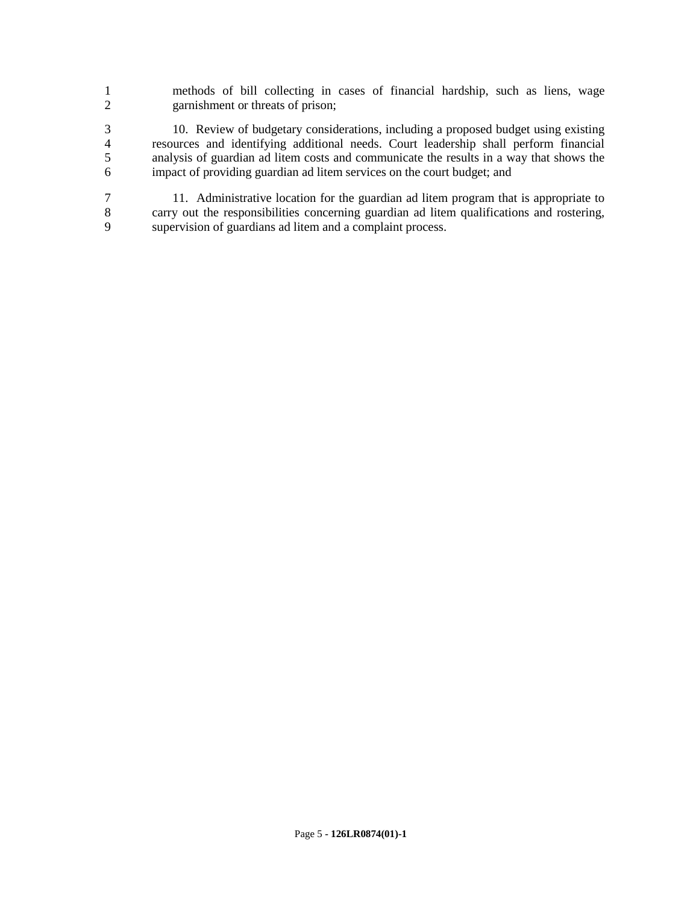methods of bill collecting in cases of financial hardship, such as liens, wage garnishment or threats of prison;

10. Review of budgetary considerations, including a proposed budget using existing resources and identifying additional needs. Court leadership shall perform financial analysis of guardian ad litem costs and communicate the results in a way that shows the impact of providing guardian ad litem services on the court budget; and

11. Administrative location for the guardian ad litem program that is appropriate to carry out the responsibilities concerning guardian ad litem qualifications and rostering, supervision of guardians ad litem and a complaint process.